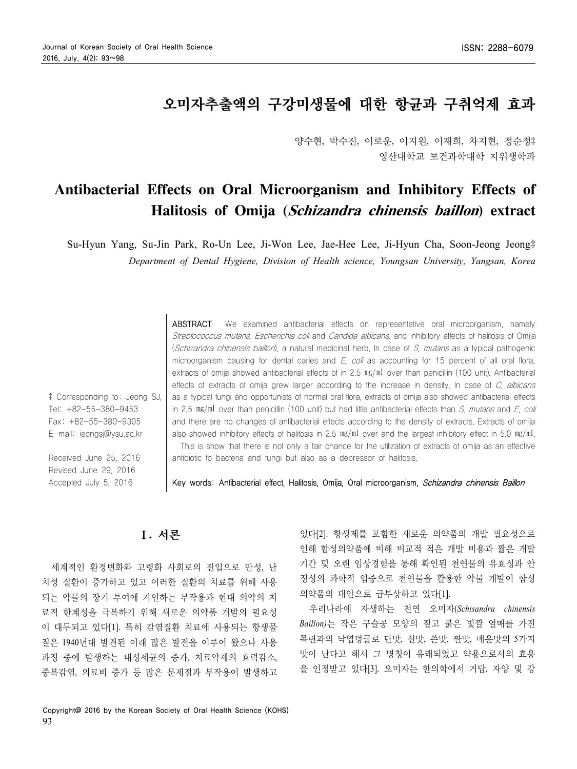# 오미자추출액의 구강미생물에 대한 항균과 구취억제 효과

양수현, 박수진, 이로운, 이지원, 이재희, 차지현, 정순정‡

영산대학교 보건과학대학 치위생학과

# Antibacterial Effects on Oral Microorganism and Inhibitory Effects of Halitosis of Omija (*Schizandra chinensis baillon*) extract

Su-Hyun Yang, Su-Jin Park, Ro-Un Lee, Ji-Won Lee, Jae-Hee Lee, Ji-Hyun Cha, Soon-Jeong Jeong‡

*Department of Dental Hygiene, Division of Health science, Youngsan University, Yangsan, Korea*

‡ Corresponding to: Jeong SJ,
Tel: +82-55-380-9453
Fax: +82-55-380-9305
E-mail: jeongsj@ysu.ac.kr

Received June 25, 2016
Revised June 29, 2016
Accepted July 5, 2016

**ABSTRACT** We examined antibacterial effects on representative oral microorganism, namely *Streptococcus mutans*, *Escherichia coli* and *Candida albicans*, and inhibitory effects of halitosis of Omija (*Schizandra chinensis baillon*), a natural medicinal herb. In case of *S. mutans* as a typical pathogenic microorganism causing for dental caries and *E. coli* as accounting for 15 percent of all oral flora, extracts of omija showed antibacterial effects of in 2.5 ㎎/㎖ over than penicillin (100 unit). Antibacterial effects of extracts of omija grew larger according to the increase in density. In case of *C. albicans* as a typical fungi and opportunists of normal oral flora, extracts of omija also showed antibacterial effects in 2.5 ㎎/㎖ over than penicillin (100 unit) but had little antibacterial effects than *S. mutans* and *E. coli* and there are no changes of antibacterial effects according to the density of extracts. Extracts of omija also showed inhibitory effects of halitosis in 2.5 ㎎/㎖ over and the largest inhibitory effect in 5.0 ㎎/㎖.
This is show that there is not only a fair chance for the utilization of extracts of omija as an effective antibiotic to bacteria and fungi but also as a depressor of halitosis.

Key words: Antibacterial effect, Halitosis, Omija, Oral microorganism, *Schizandra chinensis Baillon*

## Ⅰ. 서론

세계적인 환경변화와 고령화 사회로의 진입으로 만성, 난치성 질환이 증가하고 있고 이러한 질환의 치료를 위해 사용되는 약물의 장기 투여에 기인하는 부작용과 현대 의약의 치료적 한계성을 극복하기 위해 새로운 의약품 개발의 필요성이 대두되고 있다[1]. 특히 감염질환 치료에 사용되는 항생물질은 1940년대 발견된 이래 많은 발전을 이루어 왔으나 사용과정 중에 발생하는 내성세균의 증가, 치료약제의 효력감소, 중복감염, 의료비 증가 등 많은 문제점과 부작용이 발생하고 있다[2]. 항생제를 포함한 새로운 의약품의 개발 필요성으로 인해 합성의약품에 비해 비교적 적은 개발 비용과 짧은 개발기간 및 오랜 임상경험을 통해 확인된 천연물의 유효성과 안정성의 과학적 입증으로 천연물을 활용한 약물 개발이 합성의약품의 대안으로 급부상하고 있다[1].

우리나라에 자생하는 천연 오미자(*Schisandra chinensis Baillon*)는 작은 구슬공 모양의 짙고 붉은 빛깔 열매를 가진 목련과의 낙엽덩굴로 단맛, 신맛, 쓴맛, 짠맛, 매운맛의 5가지 맛이 난다고 해서 그 명칭이 유래되었고 약용으로서의 효용을 인정받고 있다[3]. 오미자는 한의학에서 거담, 자양 및 강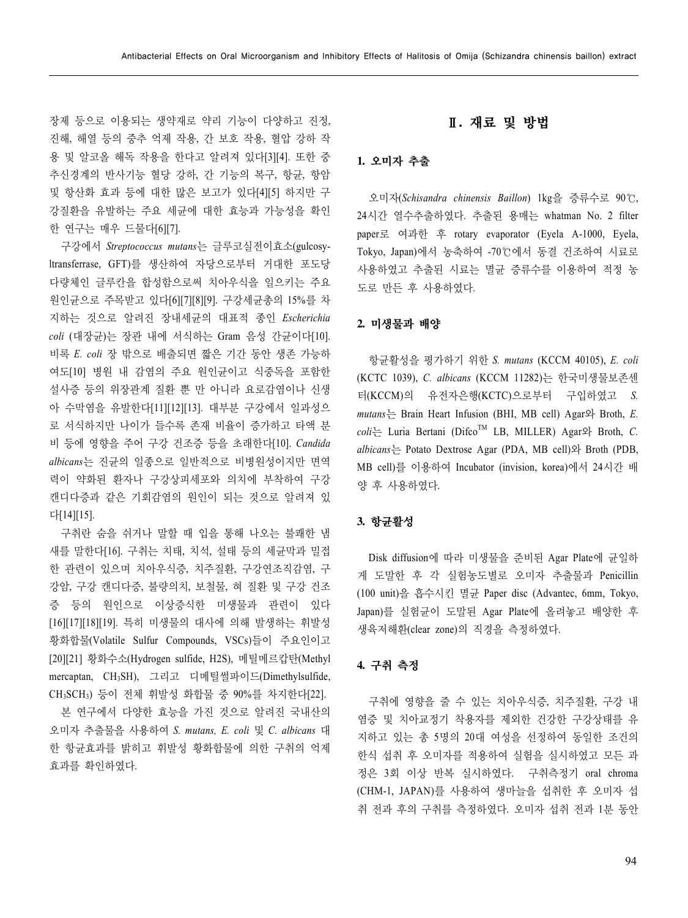장제 등으로 이용되는 생약재로 약리 기능이 다양하고 진정, 진해, 해열 등의 중추 억제 작용, 간 보호 작용, 혈압 강하 작용 및 알코올 해독 작용을 한다고 알려져 있다[3][4]. 또한 중추신경계의 반사기능 혈당 강하, 간 기능의 복구, 항균, 항암 및 항산화 효과 등에 대한 많은 보고가 있다[4][5] 하지만 구강질환을 유발하는 주요 세균에 대한 효능과 가능성을 확인한 연구는 매우 드물다[6][7].

구강에서 *Streptococcus mutans*는 글루코실전이효소(gulcosyltransferase, GFT)를 생산하여 자당으로부터 거대한 포도당 다량체인 글루칸을 합성함으로써 치아우식을 일으키는 주요 원인균으로 주목받고 있다[6][7][8][9]. 구강세균총의 15%를 차지하는 것으로 알려진 장내세균의 대표적 종인 *Escherichia coli* (대장균)는 장관 내에 서식하는 Gram 음성 간균이다[10]. 비록 *E. coli* 장 밖으로 배출되면 짧은 기간 동안 생존 가능하여도[10] 병원 내 감염의 주요 원인균이고 식중독을 포함한 설사증 등의 위장관계 질환 뿐 만 아니라 요로감염이나 신생아 수막염을 유발한다[11][12][13]. 대부분 구강에서 일과성으로 서식하지만 나이가 들수록 존재 비율이 증가하고 타액 분비 등에 영향을 주어 구강 건조증 등을 초래한다[10]. *Candida albicans*는 진균의 일종으로 일반적으로 비병원성이지만 면역력이 약화된 환자나 구강상피세포와 의치에 부착하여 구강 캔디다증과 같은 기회감염의 원인이 되는 것으로 알려져 있다[14][15].

구취란 숨을 쉬거나 말할 때 입을 통해 나오는 불쾌한 냄새를 말한다[16]. 구취는 치태, 치석, 설태 등의 세균막과 밀접한 관련이 있으며 치아우식증, 치주질환, 구강연조직감염, 구강암, 구강 캔디다증, 불량의치, 보철물, 혀 질환 및 구강 건조증 등의 원인으로 이상증식한 미생물과 관련이 있다[16][17][18][19]. 특히 미생물의 대사에 의해 발생하는 휘발성 황화합물(Volatile Sulfur Compounds, VSCs)들이 주요인이고[20][21] 황화수소(Hydrogen sulfide, $H_2S$), 메틸메르캅탄(Methyl mercaptan, $CH_3SH$), 그리고 디메틸썰파이드(Dimethylsulfide, $CH_3SCH_3$) 등이 전체 휘발성 화합물 중 90%를 차지한다[22].

본 연구에서 다양한 효능을 가진 것으로 알려진 국내산의 오미자 추출물을 사용하여 *S. mutans, E. coli* 및 *C. albicans* 대한 항균효과를 밝히고 휘발성 황화합물에 의한 구취의 억제 효과를 확인하였다.

## Ⅱ. 재료 및 방법

### 1. 오미자 추출

오미자(*Schisandra chinensis Baillon*) 1kg을 증류수로 90℃, 24시간 열수추출하였다. 추출된 용매는 whatman No. 2 filter paper로 여과한 후 rotary evaporator (Eyela A-1000, Eyela, Tokyo, Japan)에서 농축하여 -70℃에서 동결 건조하여 시료로 사용하였고 추출된 시료는 멸균 증류수를 이용하여 적정 농도로 만든 후 사용하였다.

### 2. 미생물과 배양

항균활성을 평가하기 위한 *S. mutans* (KCCM 40105), *E. coli* (KCTC 1039), *C. albicans* (KCCM 11282)는 한국미생물보존센터(KCCM)의 유전자은행(KCTC)으로부터 구입하였고 *S. mutans*는 Brain Heart Infusion (BHI, MB cell) Agar와 Broth, *E. coli*는 Luria Bertani (Difco™ LB, MILLER) Agar와 Broth, *C. albicans*는 Potato Dextrose Agar (PDA, MB cell)와 Broth (PDB, MB cell)를 이용하여 Incubator (invision, korea)에서 24시간 배양 후 사용하였다.

### 3. 항균활성

Disk diffusion에 따라 미생물을 준비된 Agar Plate에 균일하게 도말한 후 각 실험농도별로 오미자 추출물과 Penicillin (100 unit)을 흡수시킨 멸균 Paper disc (Advantec, 6mm, Tokyo, Japan)를 실험균이 도말된 Agar Plate에 올려놓고 배양한 후 생육저해환(clear zone)의 직경을 측정하였다.

### 4. 구취 측정

구취에 영향을 줄 수 있는 치아우식증, 치주질환, 구강 내 염증 및 치아교정기 착용자를 제외한 건강한 구강상태를 유지하고 있는 총 5명의 20대 여성을 선정하여 동일한 조건의 한식 섭취 후 오미자를 적용하여 실험을 실시하였고 모든 과정은 3회 이상 반복 실시하였다. 구취측정기 oral chroma (CHM-1, JAPAN)를 사용하여 생마늘을 섭취한 후 오미자 섭취 전과 후의 구취를 측정하였다. 오미자 섭취 전과 1분 동안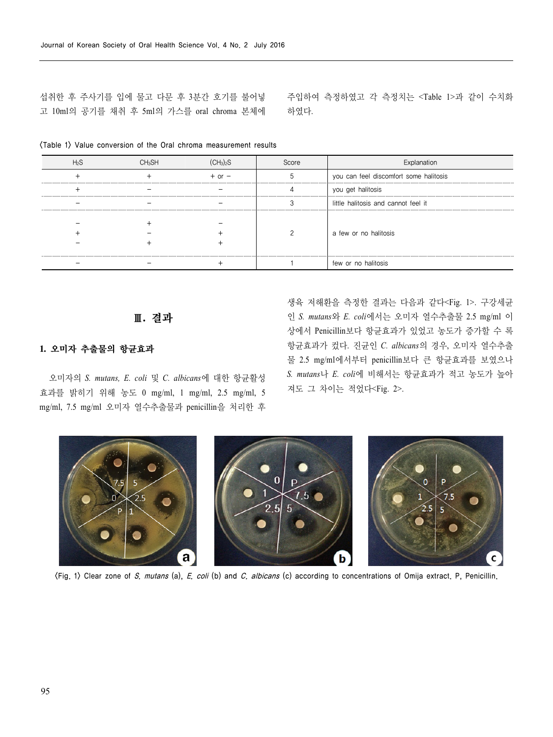섭취한 후 주사기를 입에 물고 다문 후 3분간 호기를 불어넣고 10ml의 공기를 채취 후 5ml의 가스를 oral chroma 본체에 주입하여 측정하였고 각 측정치는 <Table 1>과 같이 수치화하였다.

〈Table 1〉 Value conversion of the Oral chroma measurement results

| $H_2S$ | $CH_3SH$ | $(CH_3)_2S$ | Score | Explanation |
|---|---|---|---|---|
| + | + | + or − | 5 | you can feel discomfort some halitosis |
| + | − | − | 4 | you get halitosis |
| − | − | − | 3 | little halitosis and cannot feel it |
| − | + | − | 2 | a few or no halitosis |
| + | − | + | | |
| − | + | + | | |
| − | − | + | 1 | few or no halitosis |

## Ⅲ. 결과

### 1. 오미자 추출물의 항균효과

오미자의 *S. mutans, E. coli* 및 *C. albicans*에 대한 항균활성 효과를 밝히기 위해 농도 0 mg/ml, 1 mg/ml, 2.5 mg/ml, 5 mg/ml, 7.5 mg/ml 오미자 열수추출물과 penicillin을 처리한 후 생육 저해환을 측정한 결과는 다음과 같다<Fig. 1>. 구강세균인 *S. mutans*와 *E. coli*에서는 오미자 열수추출물 2.5 mg/ml 이상에서 Penicillin보다 항균효과가 있었고 농도가 증가할 수 록 항균효과가 컸다. 진균인 *C. albicans*의 경우, 오미자 열수추출물 2.5 mg/ml에서부터 penicillin보다 큰 항균효과를 보였으나 *S. mutans*나 *E. coli*에 비해서는 항균효과가 적고 농도가 높아져도 그 차이는 적었다<Fig. 2>.

〈Fig. 1〉 Clear zone of *S. mutans* (a), *E. coli* (b) and *C. albicans* (c) according to concentrations of Omija extract. P, Penicillin.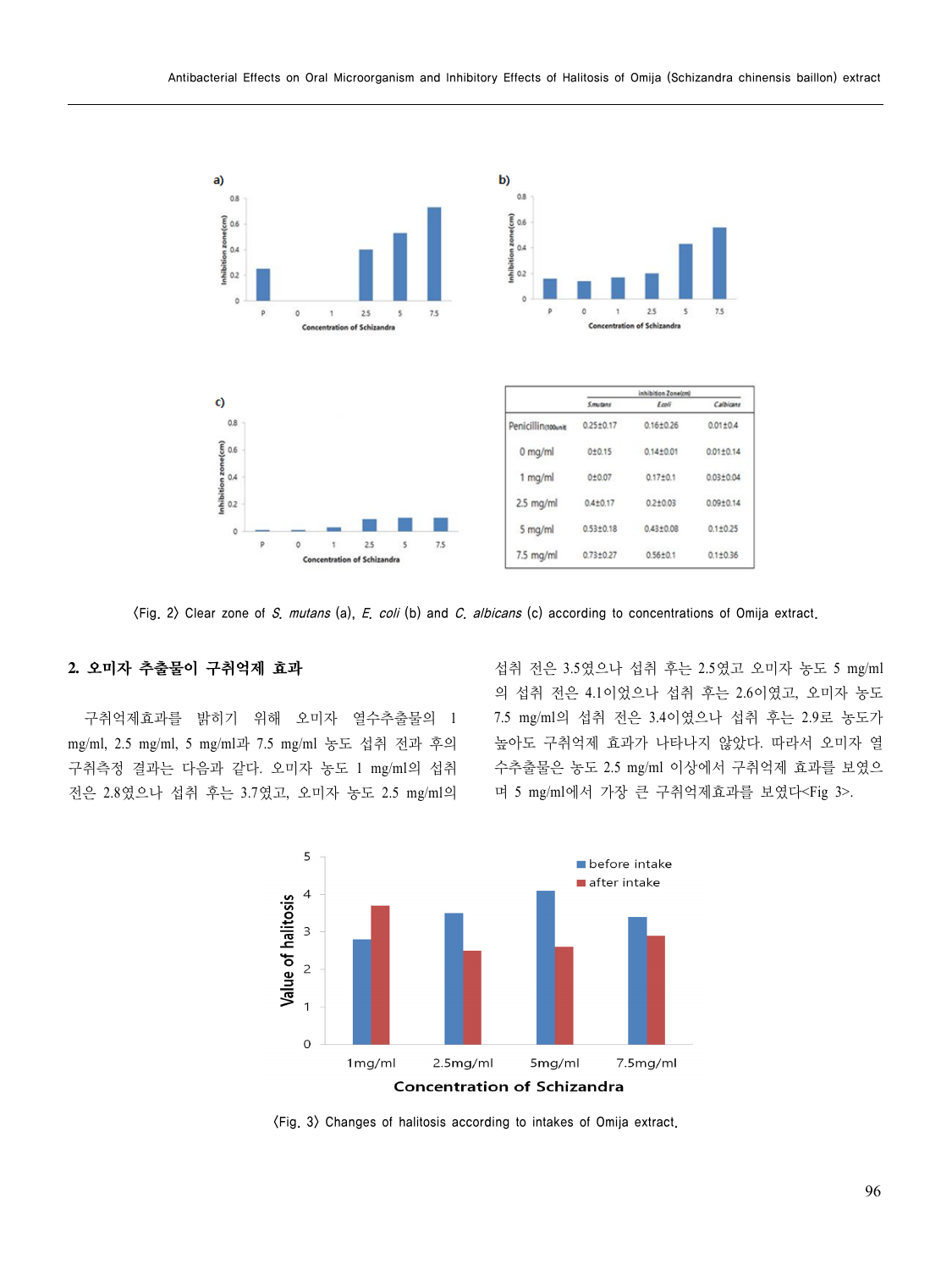| | Inhibition Zone(cm) | | |
|---|---|---|---|
| | S.mutans | E.coli | C.albicans |
| Penicillin(100unit) | 0.25±0.17 | 0.16±0.26 | 0.01±0.4 |
| 0 mg/ml | 0±0.15 | 0.14±0.01 | 0.01±0.14 |
| 1 mg/ml | 0±0.07 | 0.17±0.1 | 0.03±0.04 |
| 2.5 mg/ml | 0.4±0.17 | 0.2±0.03 | 0.09±0.14 |
| 5 mg/ml | 0.53±0.18 | 0.43±0.08 | 0.1±0.25 |
| 7.5 mg/ml | 0.73±0.27 | 0.56±0.1 | 0.1±0.36 |

〈Fig. 2〉 Clear zone of *S. mutans* (a), *E. coli* (b) and *C. albicans* (c) according to concentrations of Omija extract.

## 2. 오미자 추출물이 구취억제 효과

구취억제효과를 밝히기 위해 오미자 열수추출물의 1 mg/ml, 2.5 mg/ml, 5 mg/ml과 7.5 mg/ml 농도 섭취 전과 후의 구취측정 결과는 다음과 같다. 오미자 농도 1 mg/ml의 섭취 전은 2.8였으나 섭취 후는 3.7였고, 오미자 농도 2.5 mg/ml의 섭취 전은 3.5였으나 섭취 후는 2.5였고 오미자 농도 5 mg/ml의 섭취 전은 4.1이었으나 섭취 후는 2.6이였고, 오미자 농도 7.5 mg/ml의 섭취 전은 3.4이였으나 섭취 후는 2.9로 농도가 높아도 구취억제 효과가 나타나지 않았다. 따라서 오미자 열수추출물은 농도 2.5 mg/ml 이상에서 구취억제 효과를 보였으며 5 mg/ml에서 가장 큰 구취억제효과를 보였다<Fig 3>.

〈Fig. 3〉 Changes of halitosis according to intakes of Omija extract.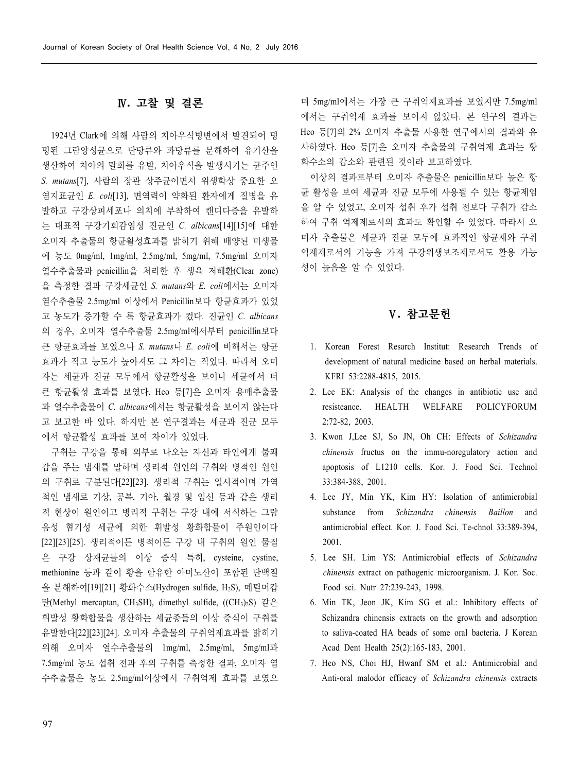## Ⅳ. 고찰 및 결론

1924년 Clark에 의해 사람의 치아우식병변에서 발견되어 명명된 그람양성균으로 단당류와 과당류를 분해하여 유기산을 생산하여 치아의 탈회를 유발, 치아우식을 발생시키는 균주인 *S. mutans*[7], 사람의 장관 상주균이면서 위생학상 중요한 오염지표균인 *E. coli*[13], 면역력이 약화된 환자에게 질병을 유발하고 구강상피세포나 의치에 부착하여 캔디다증을 유발하는 대표적 구강기회감염성 진균인 *C. albicans*[14][15]에 대한 오미자 추출물의 항균활성효과를 밝히기 위해 배양된 미생물에 농도 0mg/ml, 1mg/ml, 2.5mg/ml, 5mg/ml, 7.5mg/ml 오미자 열수추출물과 penicillin을 처리한 후 생육 저해환(Clear zone)을 측정한 결과 구강세균인 *S. mutans*와 *E. coli*에서는 오미자 열수추출물 2.5mg/ml 이상에서 Penicillin보다 항균효과가 있었고 농도가 증가할 수 록 항균효과가 컸다. 진균인 *C. albicans*의 경우, 오미자 열수추출물 2.5mg/ml에서부터 penicillin보다 큰 항균효과를 보였으나 *S. mutans*나 *E. coli*에 비해서는 항균효과가 적고 농도가 높아져도 그 차이는 적었다. 따라서 오미자는 세균과 진균 모두에서 항균활성을 보이나 세균에서 더 큰 항균활성 효과를 보였다. Heo 등[7]은 오미자 용매추출물과 열수추출물이 *C. albicans*에서는 항균활성을 보이지 않는다고 보고한 바 있다. 하지만 본 연구결과는 세균과 진균 모두에서 항균활성 효과를 보여 차이가 있었다.

구취는 구강을 통해 외부로 나오는 자신과 타인에게 불쾌감을 주는 냄새를 말하며 생리적 원인의 구취와 병적인 원인의 구취로 구분된다[22][23]. 생리적 구취는 일시적이며 가역적인 냄새로 기상, 공복, 기아, 월경 및 임신 등과 같은 생리적 현상이 원인이고 병리적 구취는 구강 내에 서식하는 그람음성 혐기성 세균에 의한 휘발성 황화합물이 주원인이다[22][23][25]. 생리적이든 병적이든 구강 내 구취의 원인 물질은 구강 상재균들의 이상 증식 특히, cysteine, cystine, methionine 등과 같이 황을 함유한 아미노산이 포함된 단백질을 분해하여[19][21] 황화수소(Hydrogen sulfide, $H_2S$), 메틸머캅탄(Methyl mercaptan, $CH_3SH$), dimethyl sulfide, ($(CH_3)_2S$) 같은 휘발성 황화합물을 생산하는 세균종들의 이상 증식이 구취를 유발한다[22][23][24]. 오미자 추출물의 구취억제효과를 밝히기 위해 오미자 열수추출물의 1mg/ml, 2.5mg/ml, 5mg/ml과 7.5mg/ml 농도 섭취 전과 후의 구취를 측정한 결과, 오미자 열수추출물은 농도 2.5mg/ml이상에서 구취억제 효과를 보였으며 5mg/ml에서는 가장 큰 구취억제효과를 보였지만 7.5mg/ml에서는 구취억제 효과를 보이지 않았다. 본 연구의 결과는 Heo 등[7]의 2% 오미자 추출물 사용한 연구에서의 결과와 유사하였다. Heo 등[7]은 오미자 추출물의 구취억제 효과는 황화수소의 감소와 관련된 것이라 보고하였다.

이상의 결과로부터 오미자 추출물은 penicillin보다 높은 항균 활성을 보여 세균과 진균 모두에 사용될 수 있는 항균제임을 알 수 있었고, 오미자 섭취 후가 섭취 전보다 구취가 감소하여 구취 억제제로서의 효과도 확인할 수 있었다. 따라서 오미자 추출물은 세균과 진균 모두에 효과적인 항균제와 구취억제제로서의 기능을 가져 구강위생보조제로서도 활용 가능성이 높음을 알 수 있었다.

## Ⅴ. 참고문헌

1. Korean Forest Resarch Institut: Research Trends of development of natural medicine based on herbal materials. KFRI 53:2288-4815, 2015.
2. Lee EK: Analysis of the changes in antibiotic use and resisteance. HEALTH WELFARE POLICYFORUM 2:72-82, 2003.
3. Kwon J,Lee SJ, So JN, Oh CH: Effects of *Schizandra chinensis* fructus on the immu-noregulatory action and apoptosis of L1210 cells. Kor. J. Food Sci. Technol 33:384-388, 2001.
4. Lee JY, Min YK, Kim HY: Isolation of antimicrobial substance from *Schizandra chinensis Baillon* and antimicrobial effect. Kor. J. Food Sci. Te-chnol 33:389-394, 2001.
5. Lee SH. Lim YS: Antimicrobial effects of *Schizandra chinensis* extract on pathogenic microorganism. J. Kor. Soc. Food sci. Nutr 27:239-243, 1998.
6. Min TK, Jeon JK, Kim SG et al.: Inhibitory effects of Schizandra chinensis extracts on the growth and adsorption to saliva-coated HA beads of some oral bacteria. J Korean Acad Dent Health 25(2):165-183, 2001.
7. Heo NS, Choi HJ, Hwanf SM et al.: Antimicrobial and Anti-oral malodor efficacy of *Schizandra chinensis* extracts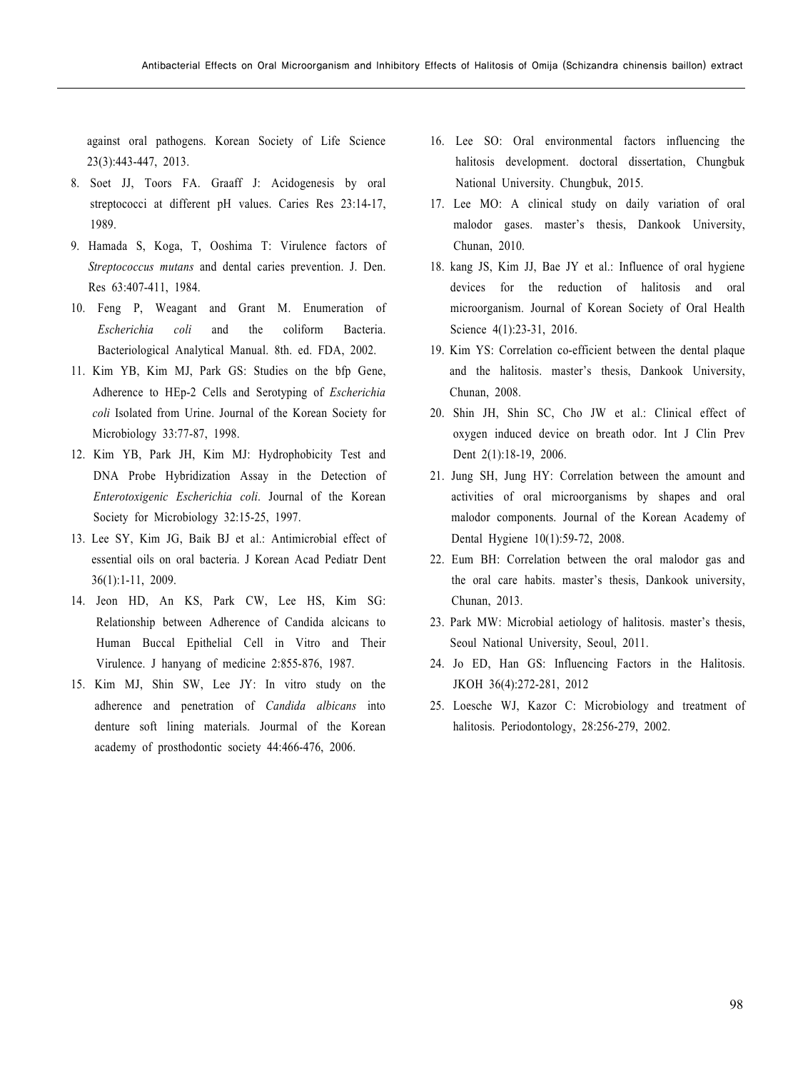against oral pathogens. Korean Society of Life Science 23(3):443-447, 2013.

8. Soet JJ, Toors FA. Graaff J: Acidogenesis by oral streptococci at different pH values. Caries Res 23:14-17, 1989.
9. Hamada S, Koga, T, Ooshima T: Virulence factors of *Streptococcus mutans* and dental caries prevention. J. Den. Res 63:407-411, 1984.
10. Feng P, Weagant and Grant M. Enumeration of *Escherichia coli* and the coliform Bacteria. Bacteriological Analytical Manual. 8th. ed. FDA, 2002.
11. Kim YB, Kim MJ, Park GS: Studies on the bfp Gene, Adherence to HEp-2 Cells and Serotyping of *Escherichia coli* Isolated from Urine. Journal of the Korean Society for Microbiology 33:77-87, 1998.
12. Kim YB, Park JH, Kim MJ: Hydrophobicity Test and DNA Probe Hybridization Assay in the Detection of *Enterotoxigenic Escherichia coli*. Journal of the Korean Society for Microbiology 32:15-25, 1997.
13. Lee SY, Kim JG, Baik BJ et al.: Antimicrobial effect of essential oils on oral bacteria. J Korean Acad Pediatr Dent 36(1):1-11, 2009.
14. Jeon HD, An KS, Park CW, Lee HS, Kim SG: Relationship between Adherence of Candida alcicans to Human Buccal Epithelial Cell in Vitro and Their Virulence. J hanyang of medicine 2:855-876, 1987.
15. Kim MJ, Shin SW, Lee JY: In vitro study on the adherence and penetration of *Candida albicans* into denture soft lining materials. Jourmal of the Korean academy of prosthodontic society 44:466-476, 2006.
16. Lee SO: Oral environmental factors influencing the halitosis development. doctoral dissertation, Chungbuk National University. Chungbuk, 2015.
17. Lee MO: A clinical study on daily variation of oral malodor gases. master's thesis, Dankook University, Chunan, 2010.
18. kang JS, Kim JJ, Bae JY et al.: Influence of oral hygiene devices for the reduction of halitosis and oral microorganism. Journal of Korean Society of Oral Health Science 4(1):23-31, 2016.
19. Kim YS: Correlation co-efficient between the dental plaque and the halitosis. master's thesis, Dankook University, Chunan, 2008.
20. Shin JH, Shin SC, Cho JW et al.: Clinical effect of oxygen induced device on breath odor. Int J Clin Prev Dent 2(1):18-19, 2006.
21. Jung SH, Jung HY: Correlation between the amount and activities of oral microorganisms by shapes and oral malodor components. Journal of the Korean Academy of Dental Hygiene 10(1):59-72, 2008.
22. Eum BH: Correlation between the oral malodor gas and the oral care habits. master's thesis, Dankook university, Chunan, 2013.
23. Park MW: Microbial aetiology of halitosis. master's thesis, Seoul National University, Seoul, 2011.
24. Jo ED, Han GS: Influencing Factors in the Halitosis. JKOH 36(4):272-281, 2012
25. Loesche WJ, Kazor C: Microbiology and treatment of halitosis. Periodontology, 28:256-279, 2002.